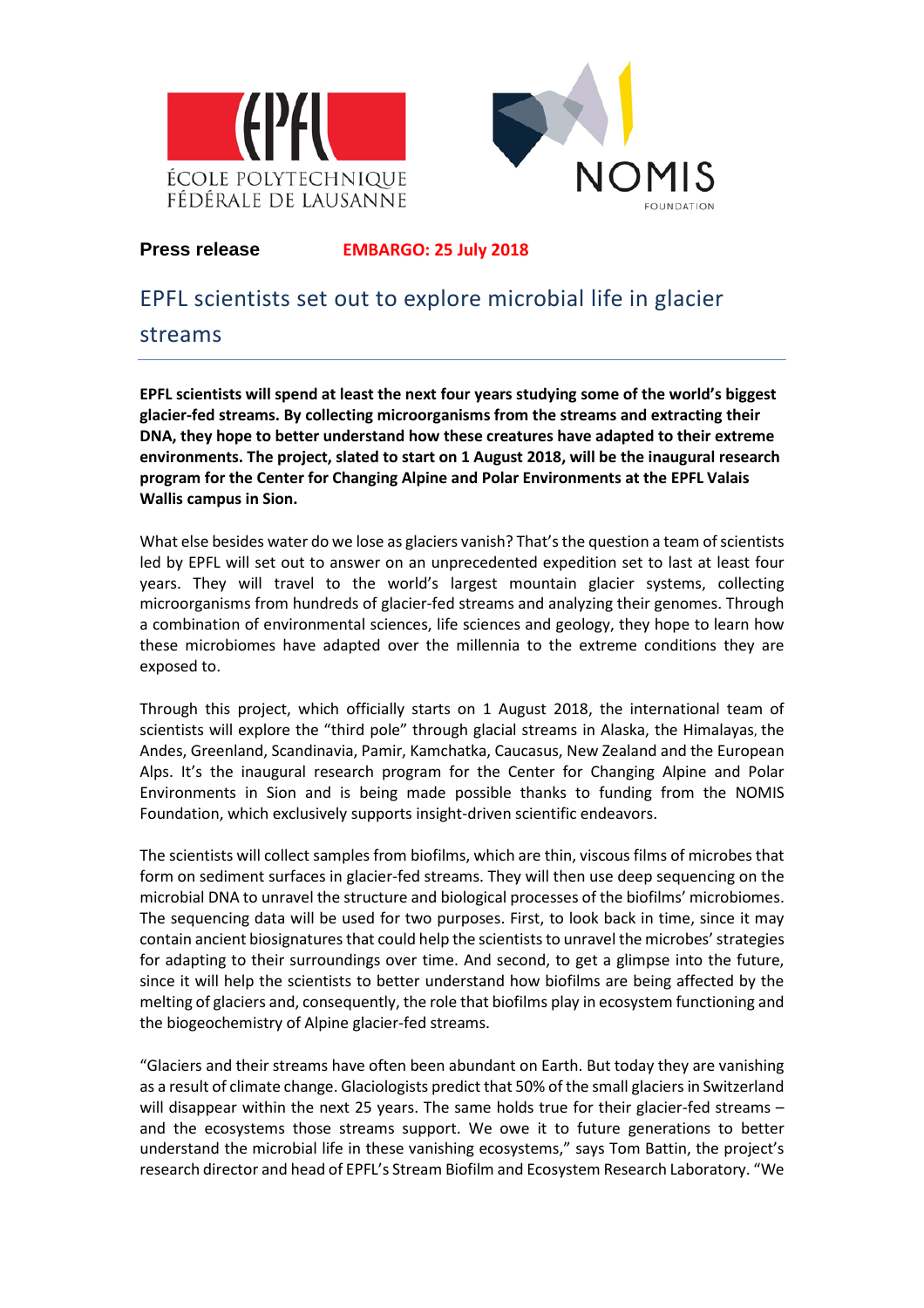**Press release** **EMBARGO: 25 July 2018**

# EPFL scientists set out to explore microbial life in glacier streams

**EPFL scientists will spend at least the next four years studying some of the world's biggest glacier-fed streams. By collecting microorganisms from the streams and extracting their DNA, they hope to better understand how these creatures have adapted to their extreme environments. The project, slated to start on 1 August 2018, will be the inaugural research program for the Center for Changing Alpine and Polar Environments at the EPFL Valais Wallis campus in Sion.**

What else besides water do we lose as glaciers vanish? That's the question a team of scientists led by EPFL will set out to answer on an unprecedented expedition set to last at least four years. They will travel to the world's largest mountain glacier systems, collecting microorganisms from hundreds of glacier-fed streams and analyzing their genomes. Through a combination of environmental sciences, life sciences and geology, they hope to learn how these microbiomes have adapted over the millennia to the extreme conditions they are exposed to.

Through this project, which officially starts on 1 August 2018, the international team of scientists will explore the "third pole" through glacial streams in Alaska, the Himalayas, the Andes, Greenland, Scandinavia, Pamir, Kamchatka, Caucasus, New Zealand and the European Alps. It's the inaugural research program for the Center for Changing Alpine and Polar Environments in Sion and is being made possible thanks to funding from the NOMIS Foundation, which exclusively supports insight-driven scientific endeavors.

The scientists will collect samples from biofilms, which are thin, viscous films of microbes that form on sediment surfaces in glacier-fed streams. They will then use deep sequencing on the microbial DNA to unravel the structure and biological processes of the biofilms' microbiomes. The sequencing data will be used for two purposes. First, to look back in time, since it may contain ancient biosignatures that could help the scientists to unravel the microbes' strategies for adapting to their surroundings over time. And second, to get a glimpse into the future, since it will help the scientists to better understand how biofilms are being affected by the melting of glaciers and, consequently, the role that biofilms play in ecosystem functioning and the biogeochemistry of Alpine glacier-fed streams.

"Glaciers and their streams have often been abundant on Earth. But today they are vanishing as a result of climate change. Glaciologists predict that 50% of the small glaciers in Switzerland will disappear within the next 25 years. The same holds true for their glacier-fed streams – and the ecosystems those streams support. We owe it to future generations to better understand the microbial life in these vanishing ecosystems," says Tom Battin, the project's research director and head of EPFL's Stream Biofilm and Ecosystem Research Laboratory. "We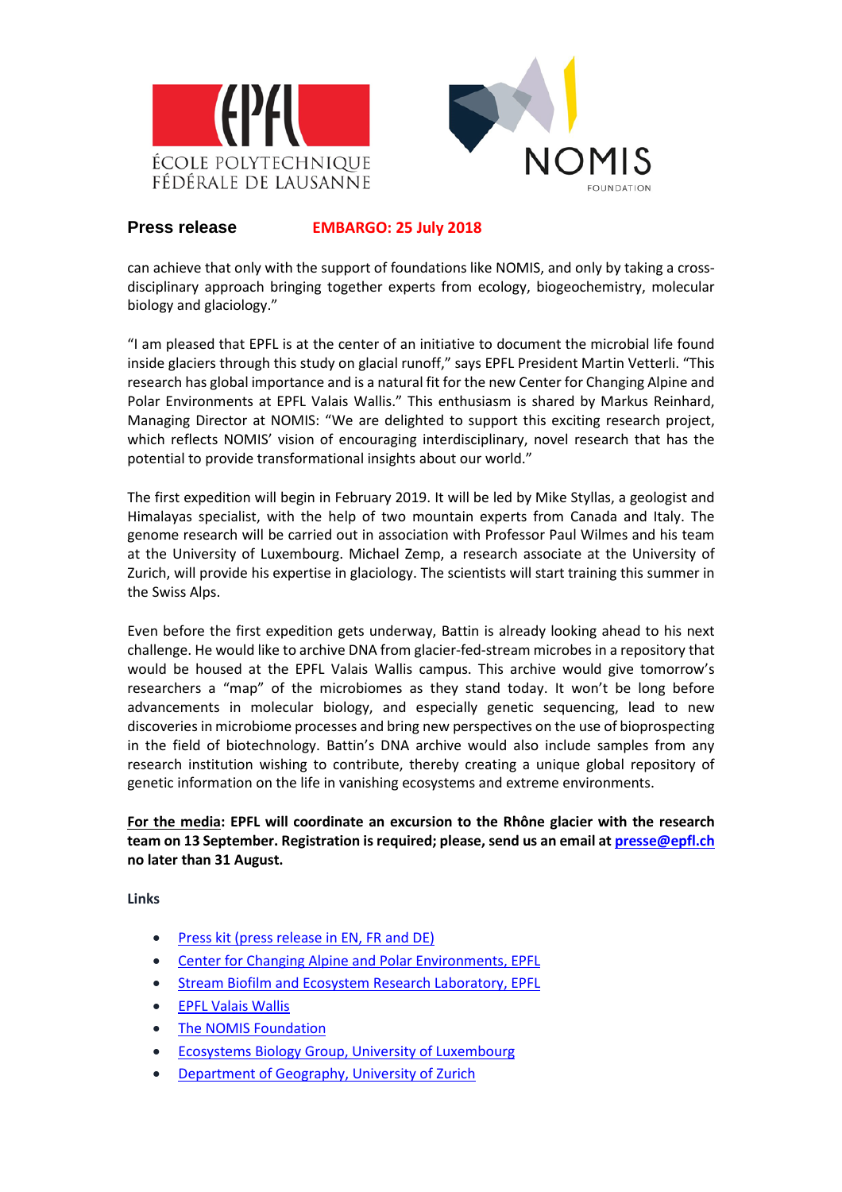**Press release** **EMBARGO: 25 July 2018**

can achieve that only with the support of foundations like NOMIS, and only by taking a cross-disciplinary approach bringing together experts from ecology, biogeochemistry, molecular biology and glaciology."

"I am pleased that EPFL is at the center of an initiative to document the microbial life found inside glaciers through this study on glacial runoff," says EPFL President Martin Vetterli. "This research has global importance and is a natural fit for the new Center for Changing Alpine and Polar Environments at EPFL Valais Wallis." This enthusiasm is shared by Markus Reinhard, Managing Director at NOMIS: "We are delighted to support this exciting research project, which reflects NOMIS' vision of encouraging interdisciplinary, novel research that has the potential to provide transformational insights about our world."

The first expedition will begin in February 2019. It will be led by Mike Styllas, a geologist and Himalayas specialist, with the help of two mountain experts from Canada and Italy. The genome research will be carried out in association with Professor Paul Wilmes and his team at the University of Luxembourg. Michael Zemp, a research associate at the University of Zurich, will provide his expertise in glaciology. The scientists will start training this summer in the Swiss Alps.

Even before the first expedition gets underway, Battin is already looking ahead to his next challenge. He would like to archive DNA from glacier-fed-stream microbes in a repository that would be housed at the EPFL Valais Wallis campus. This archive would give tomorrow's researchers a "map" of the microbiomes as they stand today. It won't be long before advancements in molecular biology, and especially genetic sequencing, lead to new discoveries in microbiome processes and bring new perspectives on the use of bioprospecting in the field of biotechnology. Battin's DNA archive would also include samples from any research institution wishing to contribute, thereby creating a unique global repository of genetic information on the life in vanishing ecosystems and extreme environments.

**For the media: EPFL will coordinate an excursion to the Rhône glacier with the research team on 13 September. Registration is required; please, send us an email at presse@epfl.ch no later than 31 August.**

**Links**

- Press kit (press release in EN, FR and DE)
- Center for Changing Alpine and Polar Environments, EPFL
- Stream Biofilm and Ecosystem Research Laboratory, EPFL
- EPFL Valais Wallis
- The NOMIS Foundation
- Ecosystems Biology Group, University of Luxembourg
- Department of Geography, University of Zurich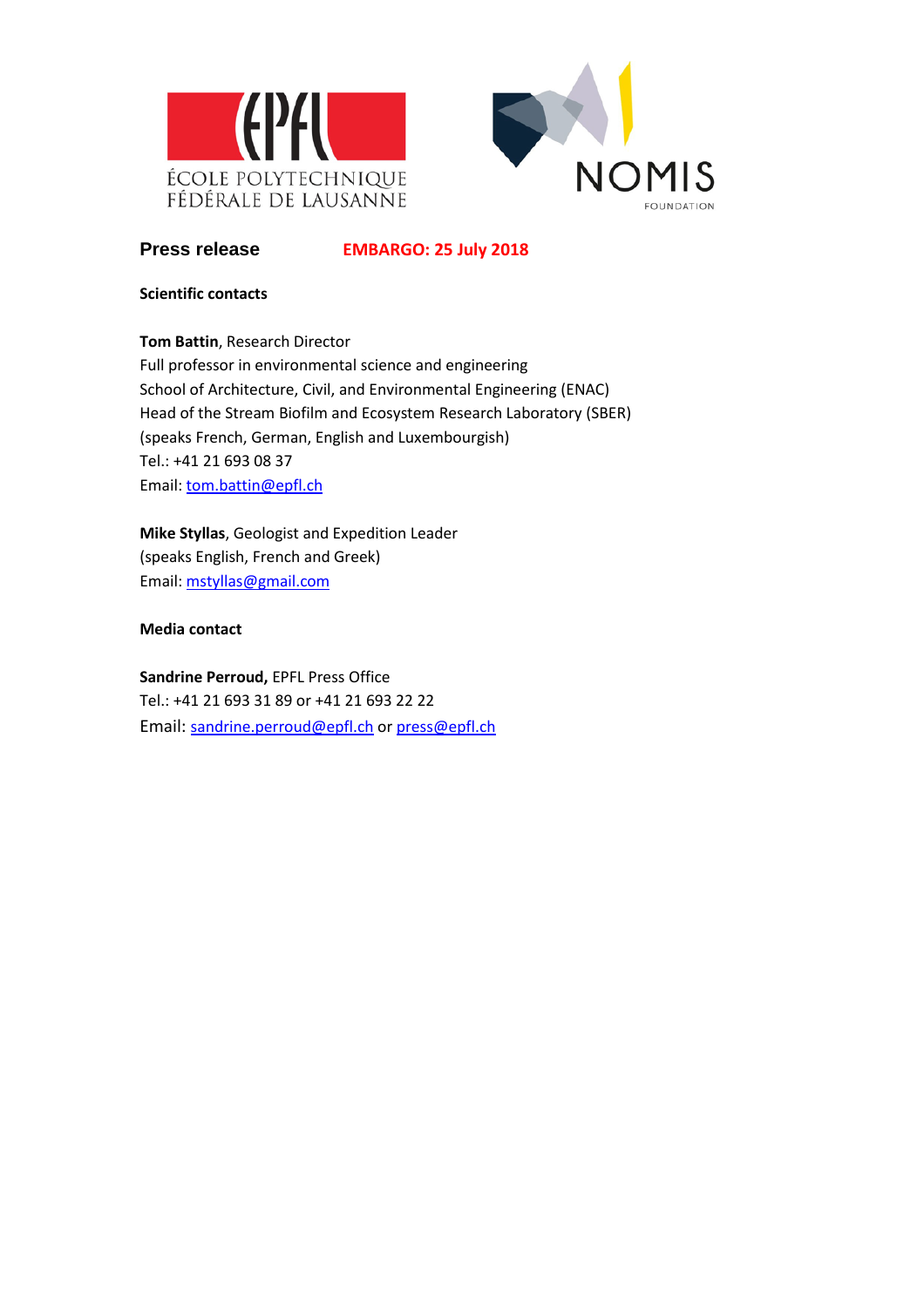**Press release** **EMBARGO: 25 July 2018**

**Scientific contacts**

**Tom Battin**, Research Director
Full professor in environmental science and engineering
School of Architecture, Civil, and Environmental Engineering (ENAC)
Head of the Stream Biofilm and Ecosystem Research Laboratory (SBER)
(speaks French, German, English and Luxembourgish)
Tel.: +41 21 693 08 37
Email: tom.battin@epfl.ch

**Mike Styllas**, Geologist and Expedition Leader
(speaks English, French and Greek)
Email: mstyllas@gmail.com

**Media contact**

**Sandrine Perroud,** EPFL Press Office
Tel.: +41 21 693 31 89 or +41 21 693 22 22
Email: sandrine.perroud@epfl.ch or press@epfl.ch